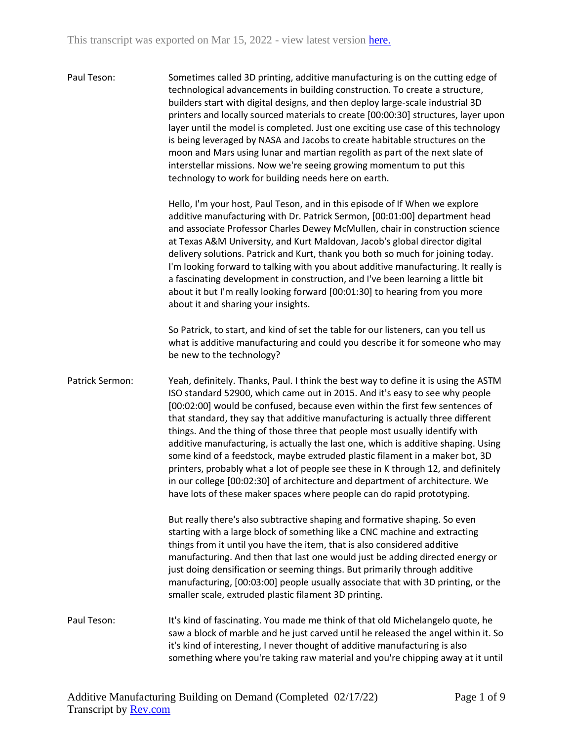This transcript was exported on Mar 15, 2022 - view latest version [here.](#)

**Paul Teson:** Sometimes called 3D printing, additive manufacturing is on the cutting edge of technological advancements in building construction. To create a structure, builders start with digital designs, and then deploy large-scale industrial 3D printers and locally sourced materials to create [00:00:30] structures, layer upon layer until the model is completed. Just one exciting use case of this technology is being leveraged by NASA and Jacobs to create habitable structures on the moon and Mars using lunar and martian regolith as part of the next slate of interstellar missions. Now we're seeing growing momentum to put this technology to work for building needs here on earth.

Hello, I'm your host, Paul Teson, and in this episode of If When we explore additive manufacturing with Dr. Patrick Sermon, [00:01:00] department head and associate Professor Charles Dewey McMullen, chair in construction science at Texas A&M University, and Kurt Maldovan, Jacob's global director digital delivery solutions. Patrick and Kurt, thank you both so much for joining today. I'm looking forward to talking with you about additive manufacturing. It really is a fascinating development in construction, and I've been learning a little bit about it but I'm really looking forward [00:01:30] to hearing from you more about it and sharing your insights.

So Patrick, to start, and kind of set the table for our listeners, can you tell us what is additive manufacturing and could you describe it for someone who may be new to the technology?

**Patrick Sermon:** Yeah, definitely. Thanks, Paul. I think the best way to define it is using the ASTM ISO standard 52900, which came out in 2015. And it's easy to see why people [00:02:00] would be confused, because even within the first few sentences of that standard, they say that additive manufacturing is actually three different things. And the thing of those three that people most usually identify with additive manufacturing, is actually the last one, which is additive shaping. Using some kind of a feedstock, maybe extruded plastic filament in a maker bot, 3D printers, probably what a lot of people see these in K through 12, and definitely in our college [00:02:30] of architecture and department of architecture. We have lots of these maker spaces where people can do rapid prototyping.

But really there's also subtractive shaping and formative shaping. So even starting with a large block of something like a CNC machine and extracting things from it until you have the item, that is also considered additive manufacturing. And then that last one would just be adding directed energy or just doing densification or seeming things. But primarily through additive manufacturing, [00:03:00] people usually associate that with 3D printing, or the smaller scale, extruded plastic filament 3D printing.

**Paul Teson:** It's kind of fascinating. You made me think of that old Michelangelo quote, he saw a block of marble and he just carved until he released the angel within it. So it's kind of interesting, I never thought of additive manufacturing is also something where you're taking raw material and you're chipping away at it until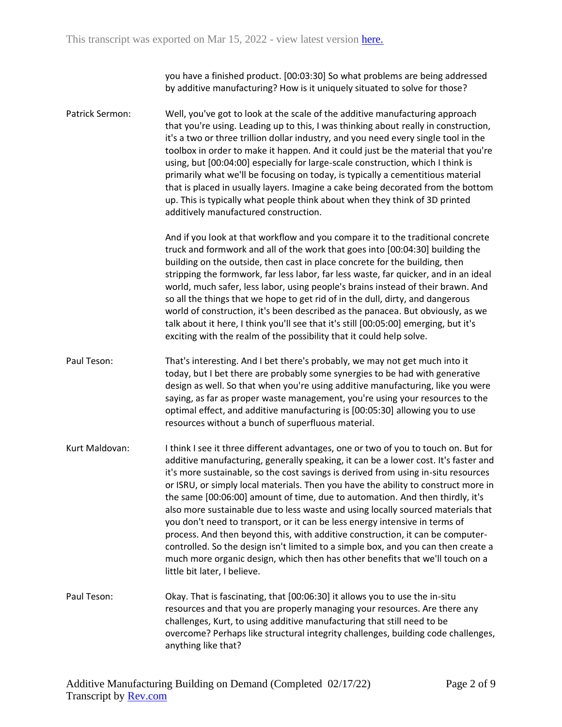you have a finished product. [00:03:30] So what problems are being addressed by additive manufacturing? How is it uniquely situated to solve for those?

Patrick Sermon: Well, you've got to look at the scale of the additive manufacturing approach that you're using. Leading up to this, I was thinking about really in construction, it's a two or three trillion dollar industry, and you need every single tool in the toolbox in order to make it happen. And it could just be the material that you're using, but [00:04:00] especially for large-scale construction, which I think is primarily what we'll be focusing on today, is typically a cementitious material that is placed in usually layers. Imagine a cake being decorated from the bottom up. This is typically what people think about when they think of 3D printed additively manufactured construction.

And if you look at that workflow and you compare it to the traditional concrete truck and formwork and all of the work that goes into [00:04:30] building the building on the outside, then cast in place concrete for the building, then stripping the formwork, far less labor, far less waste, far quicker, and in an ideal world, much safer, less labor, using people's brains instead of their brawn. And so all the things that we hope to get rid of in the dull, dirty, and dangerous world of construction, it's been described as the panacea. But obviously, as we talk about it here, I think you'll see that it's still [00:05:00] emerging, but it's exciting with the realm of the possibility that it could help solve.

Paul Teson: That's interesting. And I bet there's probably, we may not get much into it today, but I bet there are probably some synergies to be had with generative design as well. So that when you're using additive manufacturing, like you were saying, as far as proper waste management, you're using your resources to the optimal effect, and additive manufacturing is [00:05:30] allowing you to use resources without a bunch of superfluous material.

Kurt Maldovan: I think I see it three different advantages, one or two of you to touch on. But for additive manufacturing, generally speaking, it can be a lower cost. It's faster and it's more sustainable, so the cost savings is derived from using in-situ resources or ISRU, or simply local materials. Then you have the ability to construct more in the same [00:06:00] amount of time, due to automation. And then thirdly, it's also more sustainable due to less waste and using locally sourced materials that you don't need to transport, or it can be less energy intensive in terms of process. And then beyond this, with additive construction, it can be computer-controlled. So the design isn't limited to a simple box, and you can then create a much more organic design, which then has other benefits that we'll touch on a little bit later, I believe.

Paul Teson: Okay. That is fascinating, that [00:06:30] it allows you to use the in-situ resources and that you are properly managing your resources. Are there any challenges, Kurt, to using additive manufacturing that still need to be overcome? Perhaps like structural integrity challenges, building code challenges, anything like that?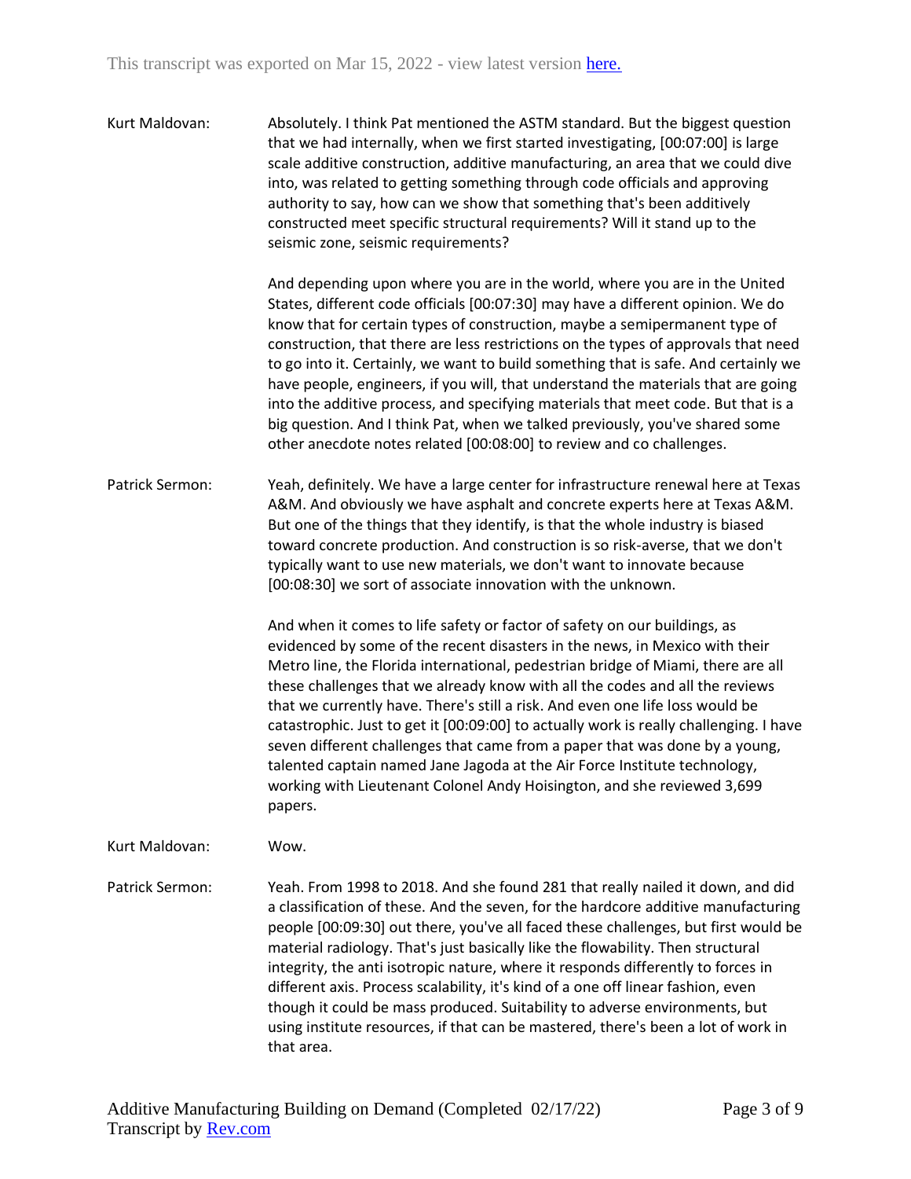Kurt Maldovan: Absolutely. I think Pat mentioned the ASTM standard. But the biggest question that we had internally, when we first started investigating, [00:07:00] is large scale additive construction, additive manufacturing, an area that we could dive into, was related to getting something through code officials and approving authority to say, how can we show that something that's been additively constructed meet specific structural requirements? Will it stand up to the seismic zone, seismic requirements?

And depending upon where you are in the world, where you are in the United States, different code officials [00:07:30] may have a different opinion. We do know that for certain types of construction, maybe a semipermanent type of construction, that there are less restrictions on the types of approvals that need to go into it. Certainly, we want to build something that is safe. And certainly we have people, engineers, if you will, that understand the materials that are going into the additive process, and specifying materials that meet code. But that is a big question. And I think Pat, when we talked previously, you've shared some other anecdote notes related [00:08:00] to review and co challenges.

Patrick Sermon: Yeah, definitely. We have a large center for infrastructure renewal here at Texas A&M. And obviously we have asphalt and concrete experts here at Texas A&M. But one of the things that they identify, is that the whole industry is biased toward concrete production. And construction is so risk-averse, that we don't typically want to use new materials, we don't want to innovate because [00:08:30] we sort of associate innovation with the unknown.

And when it comes to life safety or factor of safety on our buildings, as evidenced by some of the recent disasters in the news, in Mexico with their Metro line, the Florida international, pedestrian bridge of Miami, there are all these challenges that we already know with all the codes and all the reviews that we currently have. There's still a risk. And even one life loss would be catastrophic. Just to get it [00:09:00] to actually work is really challenging. I have seven different challenges that came from a paper that was done by a young, talented captain named Jane Jagoda at the Air Force Institute technology, working with Lieutenant Colonel Andy Hoisington, and she reviewed 3,699 papers.

Kurt Maldovan: Wow.

Patrick Sermon: Yeah. From 1998 to 2018. And she found 281 that really nailed it down, and did a classification of these. And the seven, for the hardcore additive manufacturing people [00:09:30] out there, you've all faced these challenges, but first would be material radiology. That's just basically like the flowability. Then structural integrity, the anti isotropic nature, where it responds differently to forces in different axis. Process scalability, it's kind of a one off linear fashion, even though it could be mass produced. Suitability to adverse environments, but using institute resources, if that can be mastered, there's been a lot of work in that area.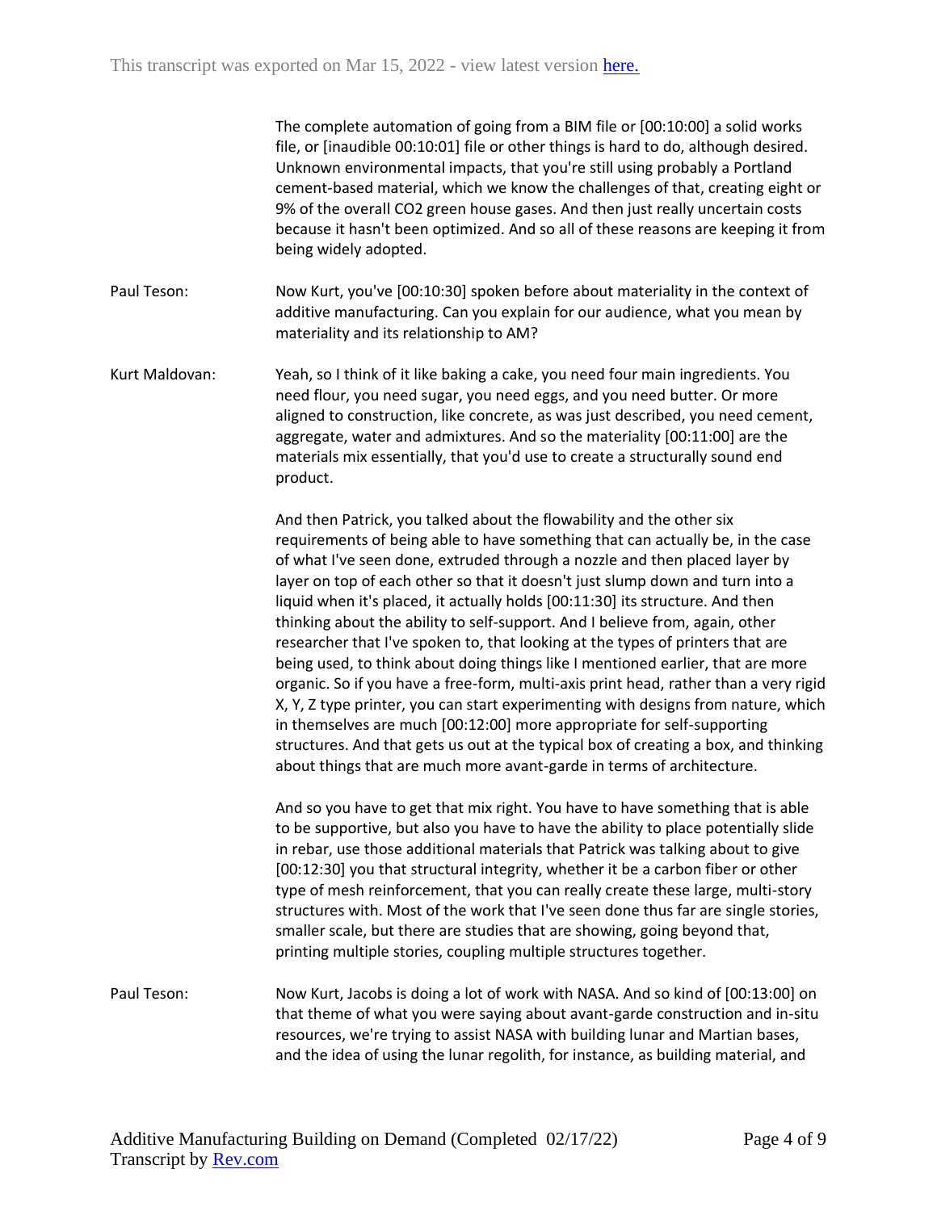The complete automation of going from a BIM file or [00:10:00] a solid works file, or [inaudible 00:10:01] file or other things is hard to do, although desired. Unknown environmental impacts, that you're still using probably a Portland cement-based material, which we know the challenges of that, creating eight or 9% of the overall $CO_2$ green house gases. And then just really uncertain costs because it hasn't been optimized. And so all of these reasons are keeping it from being widely adopted.

Paul Teson: Now Kurt, you've [00:10:30] spoken before about materiality in the context of additive manufacturing. Can you explain for our audience, what you mean by materiality and its relationship to AM?

Kurt Maldovan: Yeah, so I think of it like baking a cake, you need four main ingredients. You need flour, you need sugar, you need eggs, and you need butter. Or more aligned to construction, like concrete, as was just described, you need cement, aggregate, water and admixtures. And so the materiality [00:11:00] are the materials mix essentially, that you'd use to create a structurally sound end product.

And then Patrick, you talked about the flowability and the other six requirements of being able to have something that can actually be, in the case of what I've seen done, extruded through a nozzle and then placed layer by layer on top of each other so that it doesn't just slump down and turn into a liquid when it's placed, it actually holds [00:11:30] its structure. And then thinking about the ability to self-support. And I believe from, again, other researcher that I've spoken to, that looking at the types of printers that are being used, to think about doing things like I mentioned earlier, that are more organic. So if you have a free-form, multi-axis print head, rather than a very rigid X, Y, Z type printer, you can start experimenting with designs from nature, which in themselves are much [00:12:00] more appropriate for self-supporting structures. And that gets us out at the typical box of creating a box, and thinking about things that are much more avant-garde in terms of architecture.

And so you have to get that mix right. You have to have something that is able to be supportive, but also you have to have the ability to place potentially slide in rebar, use those additional materials that Patrick was talking about to give [00:12:30] you that structural integrity, whether it be a carbon fiber or other type of mesh reinforcement, that you can really create these large, multi-story structures with. Most of the work that I've seen done thus far are single stories, smaller scale, but there are studies that are showing, going beyond that, printing multiple stories, coupling multiple structures together.

Paul Teson: Now Kurt, Jacobs is doing a lot of work with NASA. And so kind of [00:13:00] on that theme of what you were saying about avant-garde construction and in-situ resources, we're trying to assist NASA with building lunar and Martian bases, and the idea of using the lunar regolith, for instance, as building material, and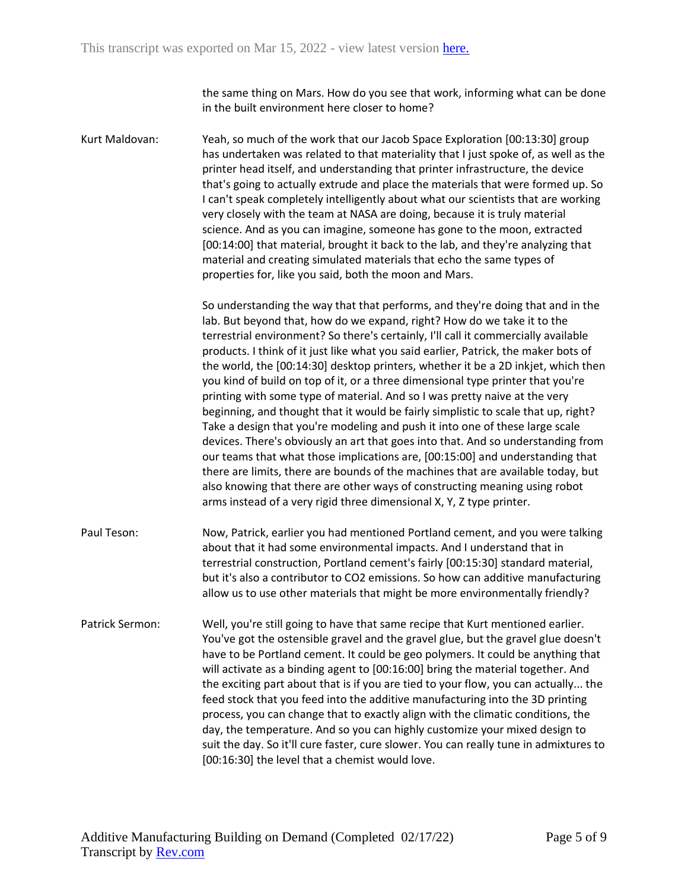the same thing on Mars. How do you see that work, informing what can be done in the built environment here closer to home?

**Kurt Maldovan:** Yeah, so much of the work that our Jacob Space Exploration [00:13:30] group has undertaken was related to that materiality that I just spoke of, as well as the printer head itself, and understanding that printer infrastructure, the device that's going to actually extrude and place the materials that were formed up. So I can't speak completely intelligently about what our scientists that are working very closely with the team at NASA are doing, because it is truly material science. And as you can imagine, someone has gone to the moon, extracted [00:14:00] that material, brought it back to the lab, and they're analyzing that material and creating simulated materials that echo the same types of properties for, like you said, both the moon and Mars.

So understanding the way that that performs, and they're doing that and in the lab. But beyond that, how do we expand, right? How do we take it to the terrestrial environment? So there's certainly, I'll call it commercially available products. I think of it just like what you said earlier, Patrick, the maker bots of the world, the [00:14:30] desktop printers, whether it be a 2D inkjet, which then you kind of build on top of it, or a three dimensional type printer that you're printing with some type of material. And so I was pretty naive at the very beginning, and thought that it would be fairly simplistic to scale that up, right? Take a design that you're modeling and push it into one of these large scale devices. There's obviously an art that goes into that. And so understanding from our teams that what those implications are, [00:15:00] and understanding that there are limits, there are bounds of the machines that are available today, but also knowing that there are other ways of constructing meaning using robot arms instead of a very rigid three dimensional X, Y, Z type printer.

**Paul Teson:** Now, Patrick, earlier you had mentioned Portland cement, and you were talking about that it had some environmental impacts. And I understand that in terrestrial construction, Portland cement's fairly [00:15:30] standard material, but it's also a contributor to CO2 emissions. So how can additive manufacturing allow us to use other materials that might be more environmentally friendly?

**Patrick Sermon:** Well, you're still going to have that same recipe that Kurt mentioned earlier. You've got the ostensible gravel and the gravel glue, but the gravel glue doesn't have to be Portland cement. It could be geo polymers. It could be anything that will activate as a binding agent to [00:16:00] bring the material together. And the exciting part about that is if you are tied to your flow, you can actually... the feed stock that you feed into the additive manufacturing into the 3D printing process, you can change that to exactly align with the climatic conditions, the day, the temperature. And so you can highly customize your mixed design to suit the day. So it'll cure faster, cure slower. You can really tune in admixtures to [00:16:30] the level that a chemist would love.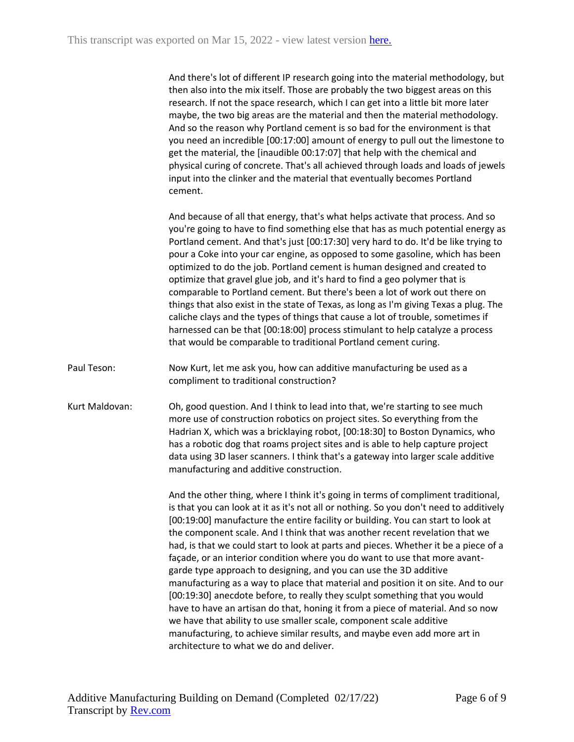And there's lot of different IP research going into the material methodology, but then also into the mix itself. Those are probably the two biggest areas on this research. If not the space research, which I can get into a little bit more later maybe, the two big areas are the material and then the material methodology. And so the reason why Portland cement is so bad for the environment is that you need an incredible [00:17:00] amount of energy to pull out the limestone to get the material, the [inaudible 00:17:07] that help with the chemical and physical curing of concrete. That's all achieved through loads and loads of jewels input into the clinker and the material that eventually becomes Portland cement.

And because of all that energy, that's what helps activate that process. And so you're going to have to find something else that has as much potential energy as Portland cement. And that's just [00:17:30] very hard to do. It'd be like trying to pour a Coke into your car engine, as opposed to some gasoline, which has been optimized to do the job. Portland cement is human designed and created to optimize that gravel glue job, and it's hard to find a geo polymer that is comparable to Portland cement. But there's been a lot of work out there on things that also exist in the state of Texas, as long as I'm giving Texas a plug. The caliche clays and the types of things that cause a lot of trouble, sometimes if harnessed can be that [00:18:00] process stimulant to help catalyze a process that would be comparable to traditional Portland cement curing.

**Paul Teson:** Now Kurt, let me ask you, how can additive manufacturing be used as a compliment to traditional construction?

**Kurt Maldovan:** Oh, good question. And I think to lead into that, we're starting to see much more use of construction robotics on project sites. So everything from the Hadrian X, which was a bricklaying robot, [00:18:30] to Boston Dynamics, who has a robotic dog that roams project sites and is able to help capture project data using 3D laser scanners. I think that's a gateway into larger scale additive manufacturing and additive construction.

And the other thing, where I think it's going in terms of compliment traditional, is that you can look at it as it's not all or nothing. So you don't need to additively [00:19:00] manufacture the entire facility or building. You can start to look at the component scale. And I think that was another recent revelation that we had, is that we could start to look at parts and pieces. Whether it be a piece of a façade, or an interior condition where you do want to use that more avant-garde type approach to designing, and you can use the 3D additive manufacturing as a way to place that material and position it on site. And to our [00:19:30] anecdote before, to really they sculpt something that you would have to have an artisan do that, honing it from a piece of material. And so now we have that ability to use smaller scale, component scale additive manufacturing, to achieve similar results, and maybe even add more art in architecture to what we do and deliver.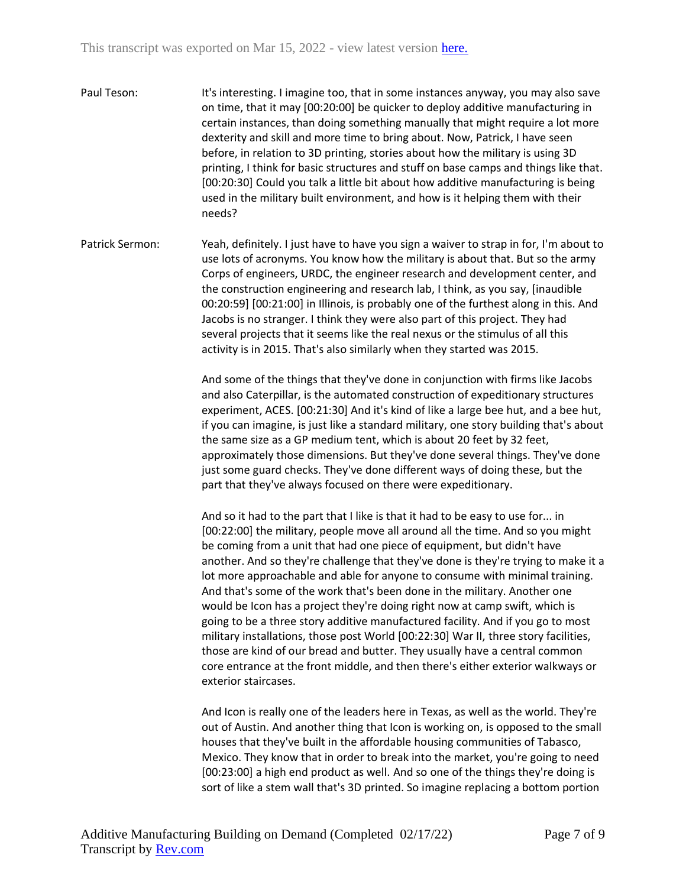Paul Teson: It's interesting. I imagine too, that in some instances anyway, you may also save on time, that it may [00:20:00] be quicker to deploy additive manufacturing in certain instances, than doing something manually that might require a lot more dexterity and skill and more time to bring about. Now, Patrick, I have seen before, in relation to 3D printing, stories about how the military is using 3D printing, I think for basic structures and stuff on base camps and things like that. [00:20:30] Could you talk a little bit about how additive manufacturing is being used in the military built environment, and how is it helping them with their needs?

Patrick Sermon: Yeah, definitely. I just have to have you sign a waiver to strap in for, I'm about to use lots of acronyms. You know how the military is about that. But so the army Corps of engineers, URDC, the engineer research and development center, and the construction engineering and research lab, I think, as you say, [inaudible 00:20:59] [00:21:00] in Illinois, is probably one of the furthest along in this. And Jacobs is no stranger. I think they were also part of this project. They had several projects that it seems like the real nexus or the stimulus of all this activity is in 2015. That's also similarly when they started was 2015.

And some of the things that they've done in conjunction with firms like Jacobs and also Caterpillar, is the automated construction of expeditionary structures experiment, ACES. [00:21:30] And it's kind of like a large bee hut, and a bee hut, if you can imagine, is just like a standard military, one story building that's about the same size as a GP medium tent, which is about 20 feet by 32 feet, approximately those dimensions. But they've done several things. They've done just some guard checks. They've done different ways of doing these, but the part that they've always focused on there were expeditionary.

And so it had to the part that I like is that it had to be easy to use for... in [00:22:00] the military, people move all around all the time. And so you might be coming from a unit that had one piece of equipment, but didn't have another. And so they're challenge that they've done is they're trying to make it a lot more approachable and able for anyone to consume with minimal training. And that's some of the work that's been done in the military. Another one would be Icon has a project they're doing right now at camp swift, which is going to be a three story additive manufactured facility. And if you go to most military installations, those post World [00:22:30] War II, three story facilities, those are kind of our bread and butter. They usually have a central common core entrance at the front middle, and then there's either exterior walkways or exterior staircases.

And Icon is really one of the leaders here in Texas, as well as the world. They're out of Austin. And another thing that Icon is working on, is opposed to the small houses that they've built in the affordable housing communities of Tabasco, Mexico. They know that in order to break into the market, you're going to need [00:23:00] a high end product as well. And so one of the things they're doing is sort of like a stem wall that's 3D printed. So imagine replacing a bottom portion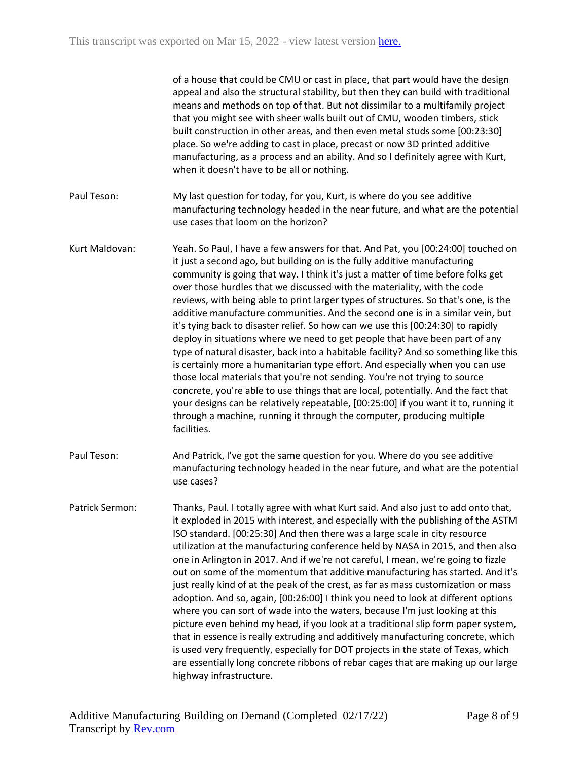of a house that could be CMU or cast in place, that part would have the design appeal and also the structural stability, but then they can build with traditional means and methods on top of that. But not dissimilar to a multifamily project that you might see with sheer walls built out of CMU, wooden timbers, stick built construction in other areas, and then even metal studs some [00:23:30] place. So we're adding to cast in place, precast or now 3D printed additive manufacturing, as a process and an ability. And so I definitely agree with Kurt, when it doesn't have to be all or nothing.

Paul Teson: My last question for today, for you, Kurt, is where do you see additive manufacturing technology headed in the near future, and what are the potential use cases that loom on the horizon?

Kurt Maldovan: Yeah. So Paul, I have a few answers for that. And Pat, you [00:24:00] touched on it just a second ago, but building on is the fully additive manufacturing community is going that way. I think it's just a matter of time before folks get over those hurdles that we discussed with the materiality, with the code reviews, with being able to print larger types of structures. So that's one, is the additive manufacture communities. And the second one is in a similar vein, but it's tying back to disaster relief. So how can we use this [00:24:30] to rapidly deploy in situations where we need to get people that have been part of any type of natural disaster, back into a habitable facility? And so something like this is certainly more a humanitarian type effort. And especially when you can use those local materials that you're not sending. You're not trying to source concrete, you're able to use things that are local, potentially. And the fact that your designs can be relatively repeatable, [00:25:00] if you want it to, running it through a machine, running it through the computer, producing multiple facilities.

Paul Teson: And Patrick, I've got the same question for you. Where do you see additive manufacturing technology headed in the near future, and what are the potential use cases?

Patrick Sermon: Thanks, Paul. I totally agree with what Kurt said. And also just to add onto that, it exploded in 2015 with interest, and especially with the publishing of the ASTM ISO standard. [00:25:30] And then there was a large scale in city resource utilization at the manufacturing conference held by NASA in 2015, and then also one in Arlington in 2017. And if we're not careful, I mean, we're going to fizzle out on some of the momentum that additive manufacturing has started. And it's just really kind of at the peak of the crest, as far as mass customization or mass adoption. And so, again, [00:26:00] I think you need to look at different options where you can sort of wade into the waters, because I'm just looking at this picture even behind my head, if you look at a traditional slip form paper system, that in essence is really extruding and additively manufacturing concrete, which is used very frequently, especially for DOT projects in the state of Texas, which are essentially long concrete ribbons of rebar cages that are making up our large highway infrastructure.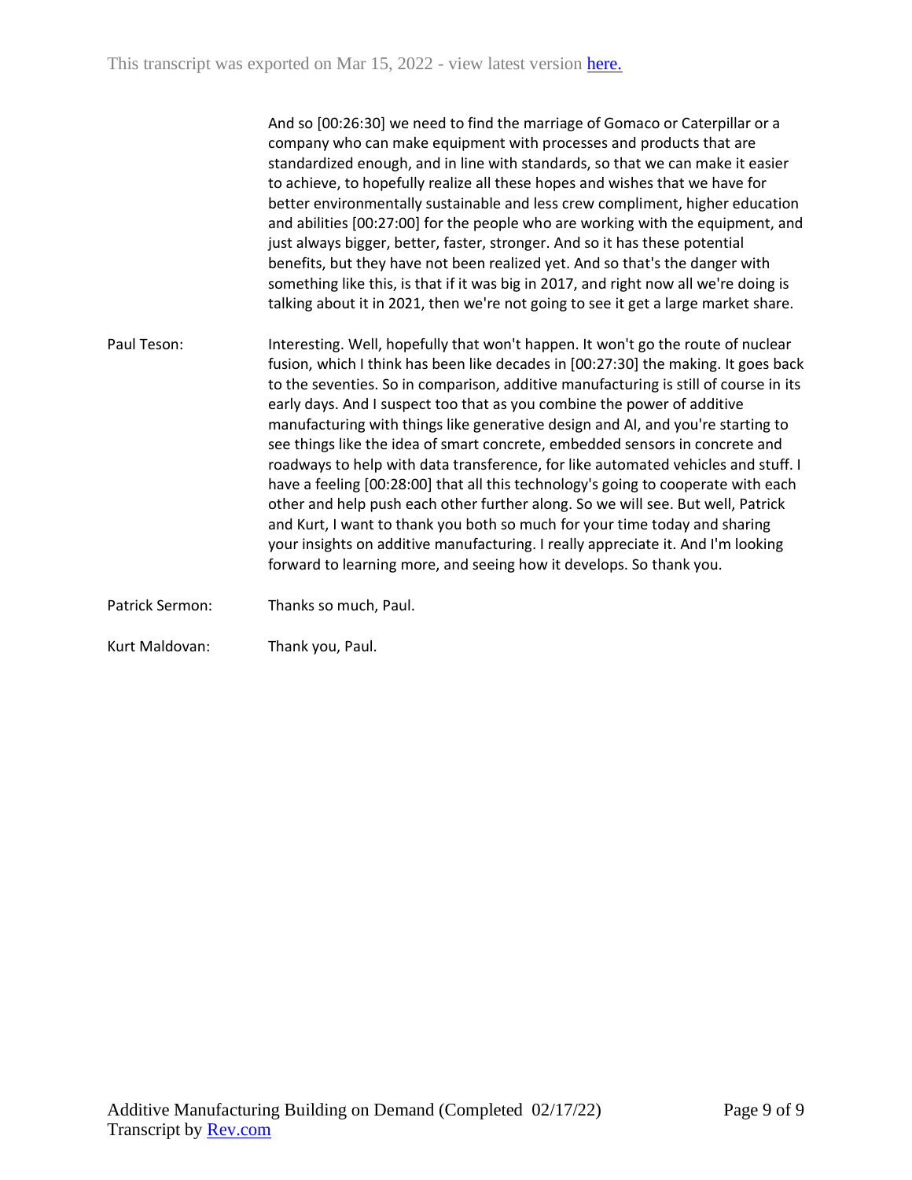And so [00:26:30] we need to find the marriage of Gomaco or Caterpillar or a company who can make equipment with processes and products that are standardized enough, and in line with standards, so that we can make it easier to achieve, to hopefully realize all these hopes and wishes that we have for better environmentally sustainable and less crew compliment, higher education and abilities [00:27:00] for the people who are working with the equipment, and just always bigger, better, faster, stronger. And so it has these potential benefits, but they have not been realized yet. And so that's the danger with something like this, is that if it was big in 2017, and right now all we're doing is talking about it in 2021, then we're not going to see it get a large market share.

Paul Teson: Interesting. Well, hopefully that won't happen. It won't go the route of nuclear fusion, which I think has been like decades in [00:27:30] the making. It goes back to the seventies. So in comparison, additive manufacturing is still of course in its early days. And I suspect too that as you combine the power of additive manufacturing with things like generative design and AI, and you're starting to see things like the idea of smart concrete, embedded sensors in concrete and roadways to help with data transference, for like automated vehicles and stuff. I have a feeling [00:28:00] that all this technology's going to cooperate with each other and help push each other further along. So we will see. But well, Patrick and Kurt, I want to thank you both so much for your time today and sharing your insights on additive manufacturing. I really appreciate it. And I'm looking forward to learning more, and seeing how it develops. So thank you.

Patrick Sermon: Thanks so much, Paul.

Kurt Maldovan: Thank you, Paul.